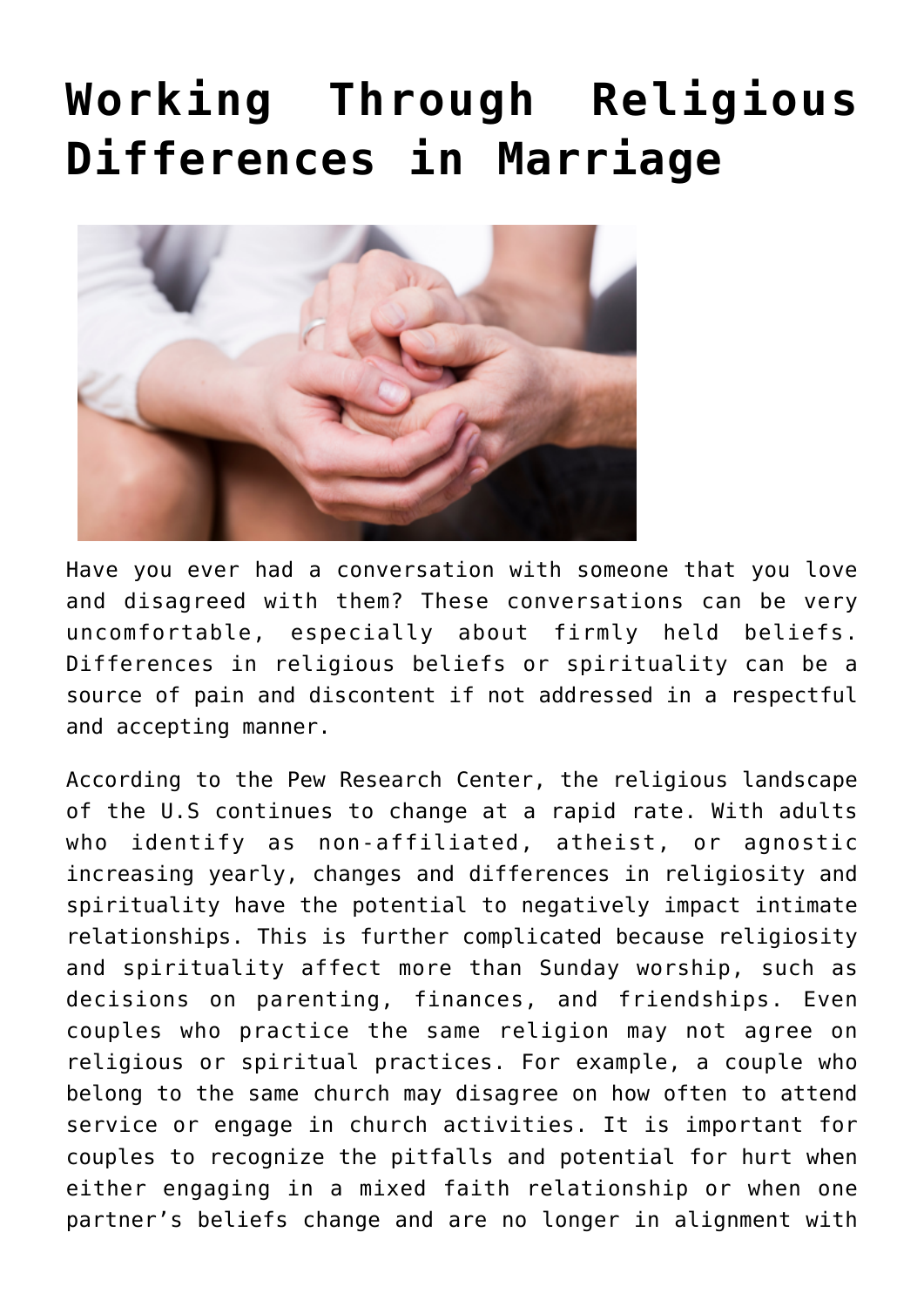# Working Through Religious Differences in Marriage

Have you ever had a conversation with someone that you love and disagreed with them? These conversations can be very uncomfortable, especially about firmly held beliefs. Differences in religious beliefs or spirituality can be a source of pain and discontent if not addressed in a respectful and accepting manner.

According to the Pew Research Center, the religious landscape of the U.S continues to change at a rapid rate. With adults who identify as non-affiliated, atheist, or agnostic increasing yearly, changes and differences in religiosity and spirituality have the potential to negatively impact intimate relationships. This is further complicated because religiosity and spirituality affect more than Sunday worship, such as decisions on parenting, finances, and friendships. Even couples who practice the same religion may not agree on religious or spiritual practices. For example, a couple who belong to the same church may disagree on how often to attend service or engage in church activities. It is important for couples to recognize the pitfalls and potential for hurt when either engaging in a mixed faith relationship or when one partner's beliefs change and are no longer in alignment with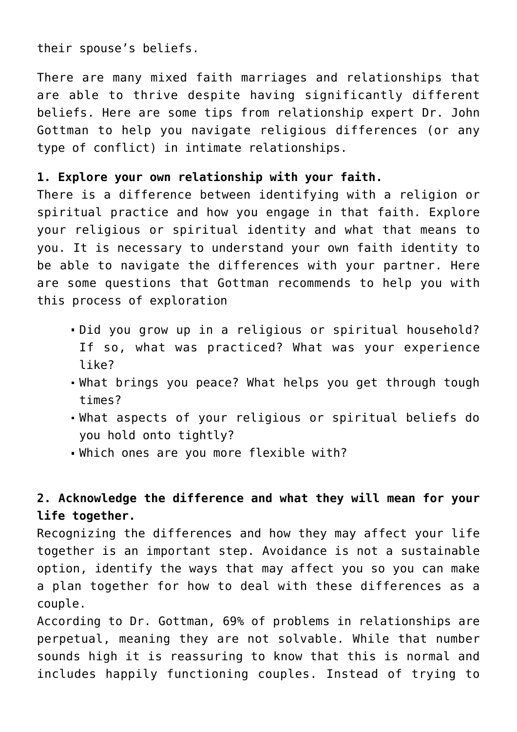their spouse's beliefs.

There are many mixed faith marriages and relationships that are able to thrive despite having significantly different beliefs. Here are some tips from relationship expert Dr. John Gottman to help you navigate religious differences (or any type of conflict) in intimate relationships.

**1. Explore your own relationship with your faith.**
There is a difference between identifying with a religion or spiritual practice and how you engage in that faith. Explore your religious or spiritual identity and what that means to you. It is necessary to understand your own faith identity to be able to navigate the differences with your partner. Here are some questions that Gottman recommends to help you with this process of exploration

- Did you grow up in a religious or spiritual household? If so, what was practiced? What was your experience like?
- What brings you peace? What helps you get through tough times?
- What aspects of your religious or spiritual beliefs do you hold onto tightly?
- Which ones are you more flexible with?

**2. Acknowledge the difference and what they will mean for your life together.**
Recognizing the differences and how they may affect your life together is an important step. Avoidance is not a sustainable option, identify the ways that may affect you so you can make a plan together for how to deal with these differences as a couple.
According to Dr. Gottman, 69% of problems in relationships are perpetual, meaning they are not solvable. While that number sounds high it is reassuring to know that this is normal and includes happily functioning couples. Instead of trying to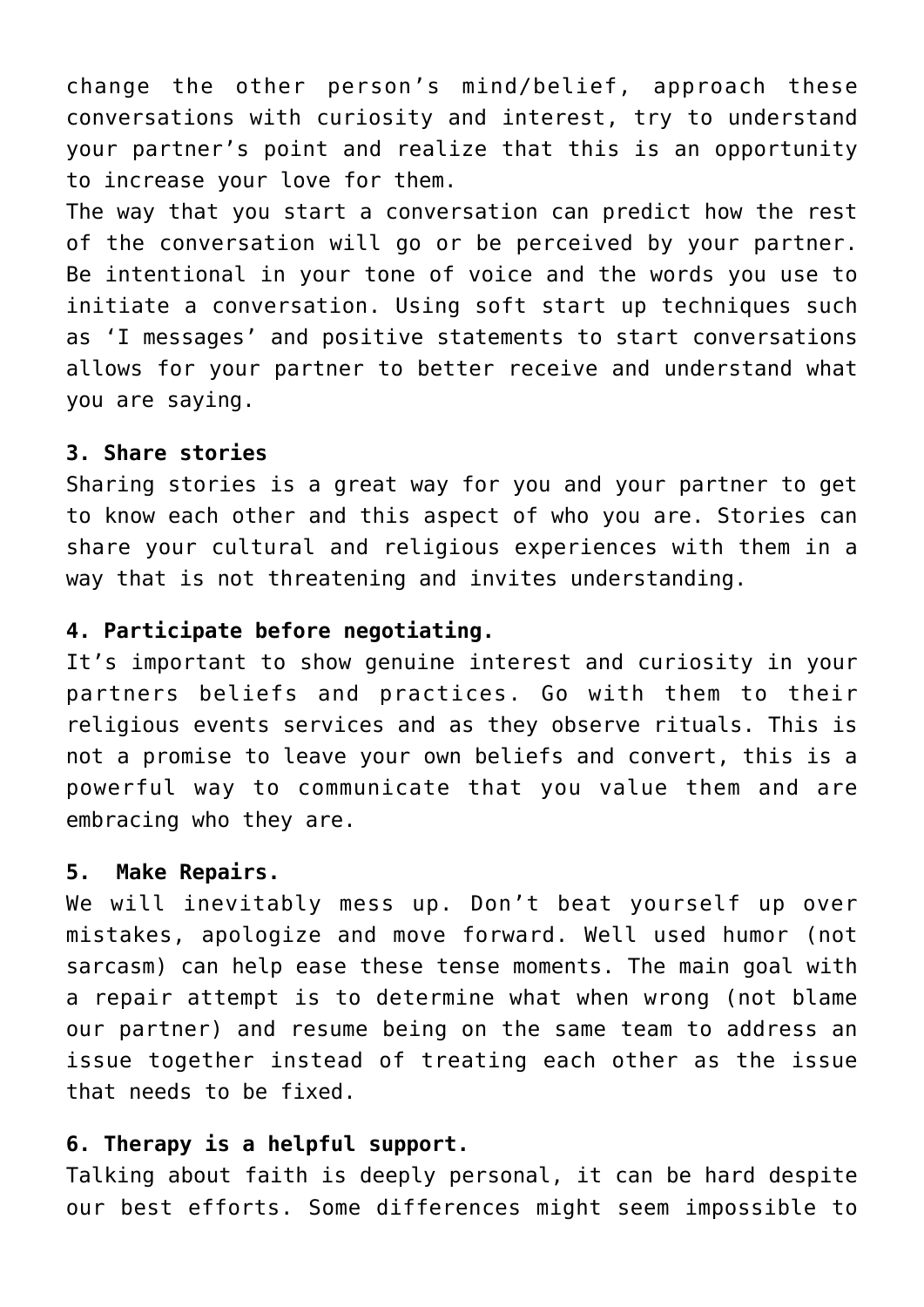change the other person's mind/belief, approach these conversations with curiosity and interest, try to understand your partner's point and realize that this is an opportunity to increase your love for them.

The way that you start a conversation can predict how the rest of the conversation will go or be perceived by your partner. Be intentional in your tone of voice and the words you use to initiate a conversation. Using soft start up techniques such as 'I messages' and positive statements to start conversations allows for your partner to better receive and understand what you are saying.

**3. Share stories**

Sharing stories is a great way for you and your partner to get to know each other and this aspect of who you are. Stories can share your cultural and religious experiences with them in a way that is not threatening and invites understanding.

**4. Participate before negotiating.**

It's important to show genuine interest and curiosity in your partners beliefs and practices. Go with them to their religious events services and as they observe rituals. This is not a promise to leave your own beliefs and convert, this is a powerful way to communicate that you value them and are embracing who they are.

**5. Make Repairs.**

We will inevitably mess up. Don't beat yourself up over mistakes, apologize and move forward. Well used humor (not sarcasm) can help ease these tense moments. The main goal with a repair attempt is to determine what when wrong (not blame our partner) and resume being on the same team to address an issue together instead of treating each other as the issue that needs to be fixed.

**6. Therapy is a helpful support.**

Talking about faith is deeply personal, it can be hard despite our best efforts. Some differences might seem impossible to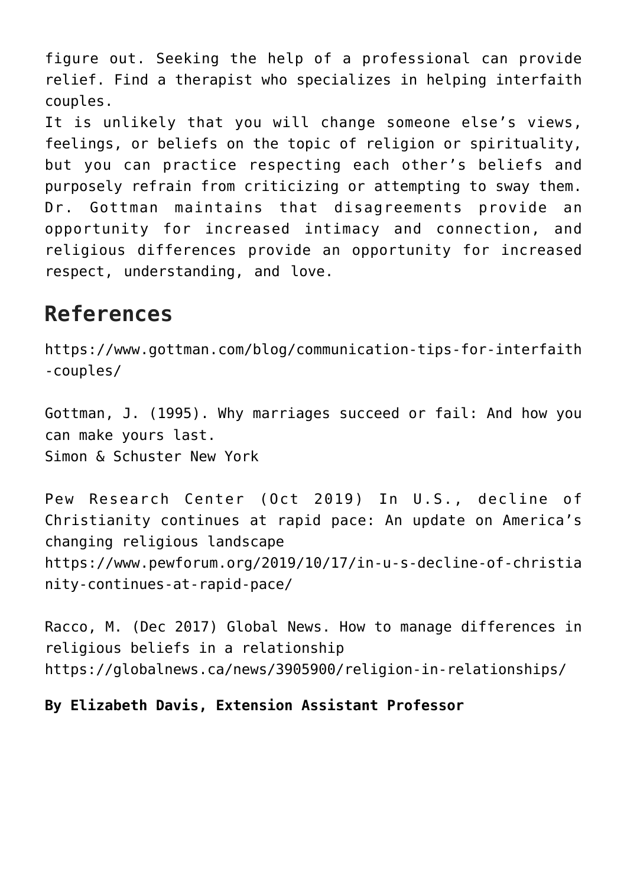figure out. Seeking the help of a professional can provide relief. Find a therapist who specializes in helping interfaith couples.

It is unlikely that you will change someone else's views, feelings, or beliefs on the topic of religion or spirituality, but you can practice respecting each other's beliefs and purposely refrain from criticizing or attempting to sway them. Dr. Gottman maintains that disagreements provide an opportunity for increased intimacy and connection, and religious differences provide an opportunity for increased respect, understanding, and love.

## References

https://www.gottman.com/blog/communication-tips-for-interfaith-couples/

Gottman, J. (1995). Why marriages succeed or fail: And how you can make yours last.
Simon & Schuster New York

Pew Research Center (Oct 2019) In U.S., decline of Christianity continues at rapid pace: An update on America's changing religious landscape
https://www.pewforum.org/2019/10/17/in-u-s-decline-of-christianity-continues-at-rapid-pace/

Racco, M. (Dec 2017) Global News. How to manage differences in religious beliefs in a relationship
https://globalnews.ca/news/3905900/religion-in-relationships/

**By Elizabeth Davis, Extension Assistant Professor**